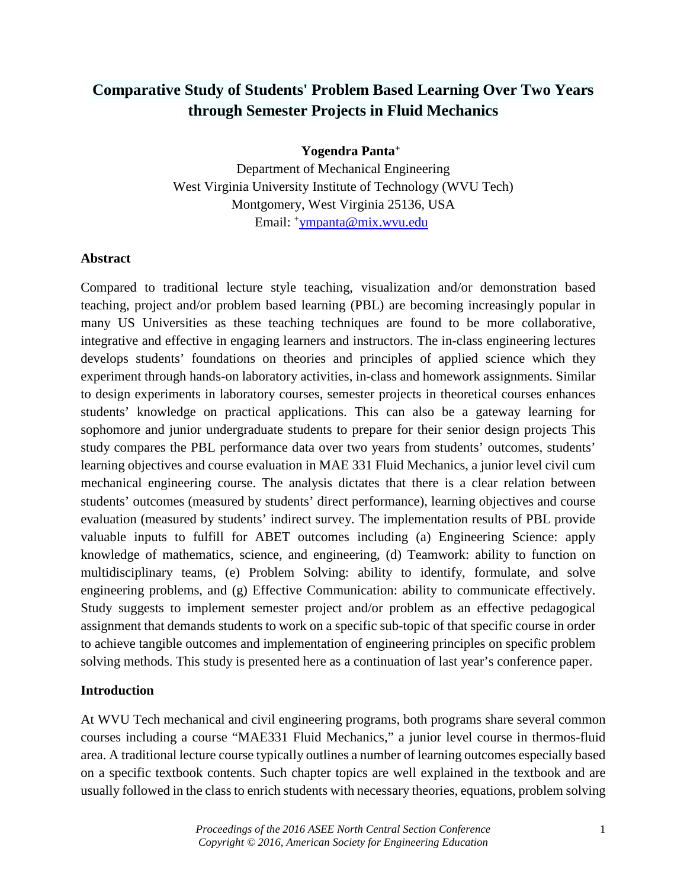# Comparative Study of Students' Problem Based Learning Over Two Years through Semester Projects in Fluid Mechanics

**Yogendra Panta**[+]

Department of Mechanical Engineering
West Virginia University Institute of Technology (WVU Tech)
Montgomery, West Virginia 25136, USA
Email: [+]ympanta@mix.wvu.edu

## Abstract

Compared to traditional lecture style teaching, visualization and/or demonstration based teaching, project and/or problem based learning (PBL) are becoming increasingly popular in many US Universities as these teaching techniques are found to be more collaborative, integrative and effective in engaging learners and instructors. The in-class engineering lectures develops students' foundations on theories and principles of applied science which they experiment through hands-on laboratory activities, in-class and homework assignments. Similar to design experiments in laboratory courses, semester projects in theoretical courses enhances students' knowledge on practical applications. This can also be a gateway learning for sophomore and junior undergraduate students to prepare for their senior design projects This study compares the PBL performance data over two years from students' outcomes, students' learning objectives and course evaluation in MAE 331 Fluid Mechanics, a junior level civil cum mechanical engineering course. The analysis dictates that there is a clear relation between students' outcomes (measured by students' direct performance), learning objectives and course evaluation (measured by students' indirect survey. The implementation results of PBL provide valuable inputs to fulfill for ABET outcomes including (a) Engineering Science: apply knowledge of mathematics, science, and engineering, (d) Teamwork: ability to function on multidisciplinary teams, (e) Problem Solving: ability to identify, formulate, and solve engineering problems, and (g) Effective Communication: ability to communicate effectively. Study suggests to implement semester project and/or problem as an effective pedagogical assignment that demands students to work on a specific sub-topic of that specific course in order to achieve tangible outcomes and implementation of engineering principles on specific problem solving methods. This study is presented here as a continuation of last year's conference paper.

## Introduction

At WVU Tech mechanical and civil engineering programs, both programs share several common courses including a course "MAE331 Fluid Mechanics," a junior level course in thermos-fluid area. A traditional lecture course typically outlines a number of learning outcomes especially based on a specific textbook contents. Such chapter topics are well explained in the textbook and are usually followed in the class to enrich students with necessary theories, equations, problem solving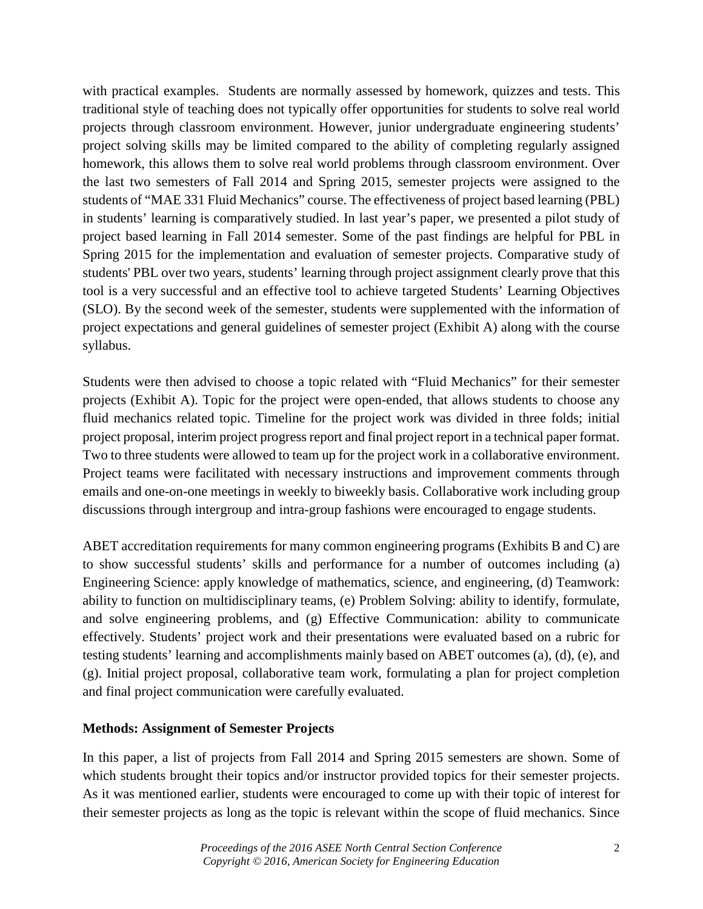with practical examples. Students are normally assessed by homework, quizzes and tests. This traditional style of teaching does not typically offer opportunities for students to solve real world projects through classroom environment. However, junior undergraduate engineering students' project solving skills may be limited compared to the ability of completing regularly assigned homework, this allows them to solve real world problems through classroom environment. Over the last two semesters of Fall 2014 and Spring 2015, semester projects were assigned to the students of "MAE 331 Fluid Mechanics" course. The effectiveness of project based learning (PBL) in students' learning is comparatively studied. In last year's paper, we presented a pilot study of project based learning in Fall 2014 semester. Some of the past findings are helpful for PBL in Spring 2015 for the implementation and evaluation of semester projects. Comparative study of students' PBL over two years, students' learning through project assignment clearly prove that this tool is a very successful and an effective tool to achieve targeted Students' Learning Objectives (SLO). By the second week of the semester, students were supplemented with the information of project expectations and general guidelines of semester project (Exhibit A) along with the course syllabus.

Students were then advised to choose a topic related with "Fluid Mechanics" for their semester projects (Exhibit A). Topic for the project were open-ended, that allows students to choose any fluid mechanics related topic. Timeline for the project work was divided in three folds; initial project proposal, interim project progress report and final project report in a technical paper format. Two to three students were allowed to team up for the project work in a collaborative environment. Project teams were facilitated with necessary instructions and improvement comments through emails and one-on-one meetings in weekly to biweekly basis. Collaborative work including group discussions through intergroup and intra-group fashions were encouraged to engage students.

ABET accreditation requirements for many common engineering programs (Exhibits B and C) are to show successful students' skills and performance for a number of outcomes including (a) Engineering Science: apply knowledge of mathematics, science, and engineering, (d) Teamwork: ability to function on multidisciplinary teams, (e) Problem Solving: ability to identify, formulate, and solve engineering problems, and (g) Effective Communication: ability to communicate effectively. Students' project work and their presentations were evaluated based on a rubric for testing students' learning and accomplishments mainly based on ABET outcomes (a), (d), (e), and (g). Initial project proposal, collaborative team work, formulating a plan for project completion and final project communication were carefully evaluated.

**Methods: Assignment of Semester Projects**

In this paper, a list of projects from Fall 2014 and Spring 2015 semesters are shown. Some of which students brought their topics and/or instructor provided topics for their semester projects. As it was mentioned earlier, students were encouraged to come up with their topic of interest for their semester projects as long as the topic is relevant within the scope of fluid mechanics. Since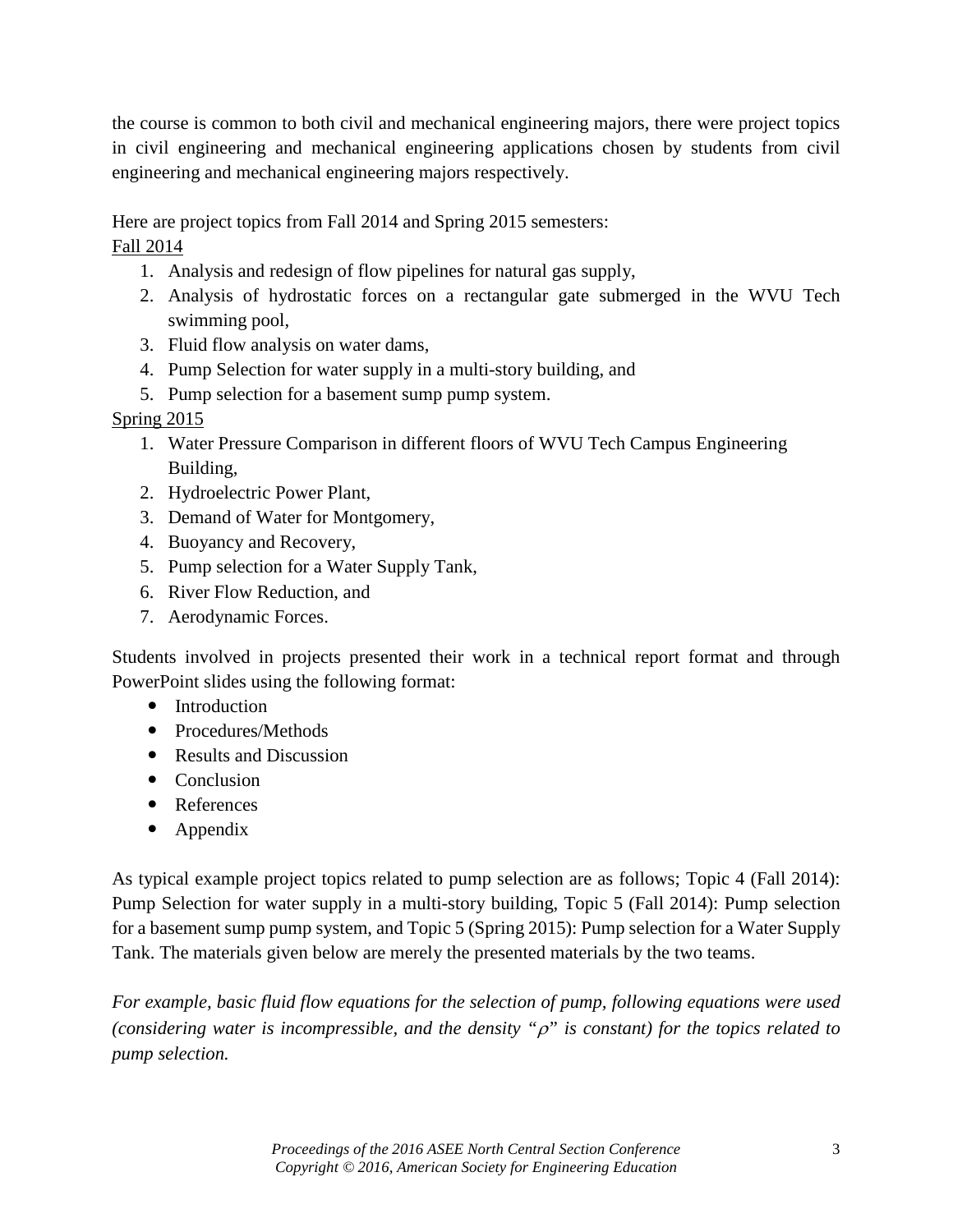the course is common to both civil and mechanical engineering majors, there were project topics in civil engineering and mechanical engineering applications chosen by students from civil engineering and mechanical engineering majors respectively.

Here are project topics from Fall 2014 and Spring 2015 semesters:

Fall 2014

1. Analysis and redesign of flow pipelines for natural gas supply,
2. Analysis of hydrostatic forces on a rectangular gate submerged in the WVU Tech swimming pool,
3. Fluid flow analysis on water dams,
4. Pump Selection for water supply in a multi-story building, and
5. Pump selection for a basement sump pump system.

Spring 2015

1. Water Pressure Comparison in different floors of WVU Tech Campus Engineering Building,
2. Hydroelectric Power Plant,
3. Demand of Water for Montgomery,
4. Buoyancy and Recovery,
5. Pump selection for a Water Supply Tank,
6. River Flow Reduction, and
7. Aerodynamic Forces.

Students involved in projects presented their work in a technical report format and through PowerPoint slides using the following format:

- Introduction
- Procedures/Methods
- Results and Discussion
- Conclusion
- References
- Appendix

As typical example project topics related to pump selection are as follows; Topic 4 (Fall 2014): Pump Selection for water supply in a multi-story building, Topic 5 (Fall 2014): Pump selection for a basement sump pump system, and Topic 5 (Spring 2015): Pump selection for a Water Supply Tank. The materials given below are merely the presented materials by the two teams.

*For example, basic fluid flow equations for the selection of pump, following equations were used (considering water is incompressible, and the density "$\rho$" is constant) for the topics related to pump selection.*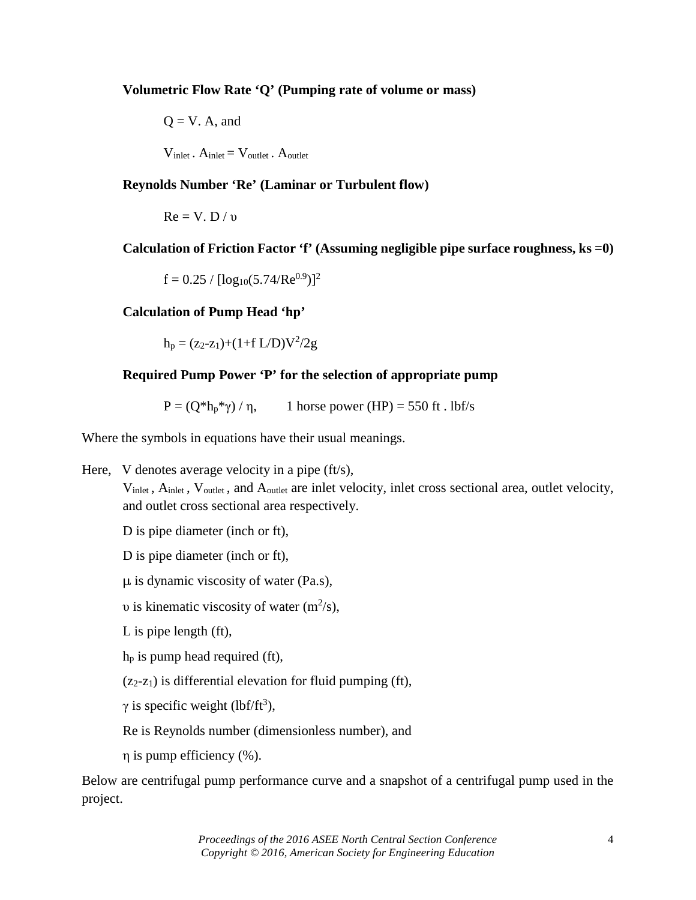**Volumetric Flow Rate 'Q' (Pumping rate of volume or mass)**

$Q = V. A$, and

$V_{inlet} . A_{inlet} = V_{outlet} . A_{outlet}$

**Reynolds Number 'Re' (Laminar or Turbulent flow)**

$Re = V. D / \upsilon$

**Calculation of Friction Factor 'f' (Assuming negligible pipe surface roughness, ks =0)**

$f = 0.25 / [\log_{10}(5.74/Re^{0.9})]^2$

**Calculation of Pump Head 'hp'**

$h_p = (z_2\text{-}z_1)+(1+f\ L/D)V^2/2g$

**Required Pump Power 'P' for the selection of appropriate pump**

$P = (Q^*h_p^*\gamma) / \eta$, 1 horse power (HP) = 550 ft . lbf/s

Where the symbols in equations have their usual meanings.

Here, V denotes average velocity in a pipe (ft/s),

$V_{inlet}$ , $A_{inlet}$ , $V_{outlet}$ , and $A_{outlet}$ are inlet velocity, inlet cross sectional area, outlet velocity, and outlet cross sectional area respectively.

D is pipe diameter (inch or ft),

D is pipe diameter (inch or ft),

$\mu$ is dynamic viscosity of water (Pa.s),

$\upsilon$ is kinematic viscosity of water ($m^2$/s),

L is pipe length (ft),

$h_p$ is pump head required (ft),

($z_2$-$z_1$) is differential elevation for fluid pumping (ft),

$\gamma$ is specific weight (lbf/$ft^3$),

Re is Reynolds number (dimensionless number), and

$\eta$ is pump efficiency (%).

Below are centrifugal pump performance curve and a snapshot of a centrifugal pump used in the project.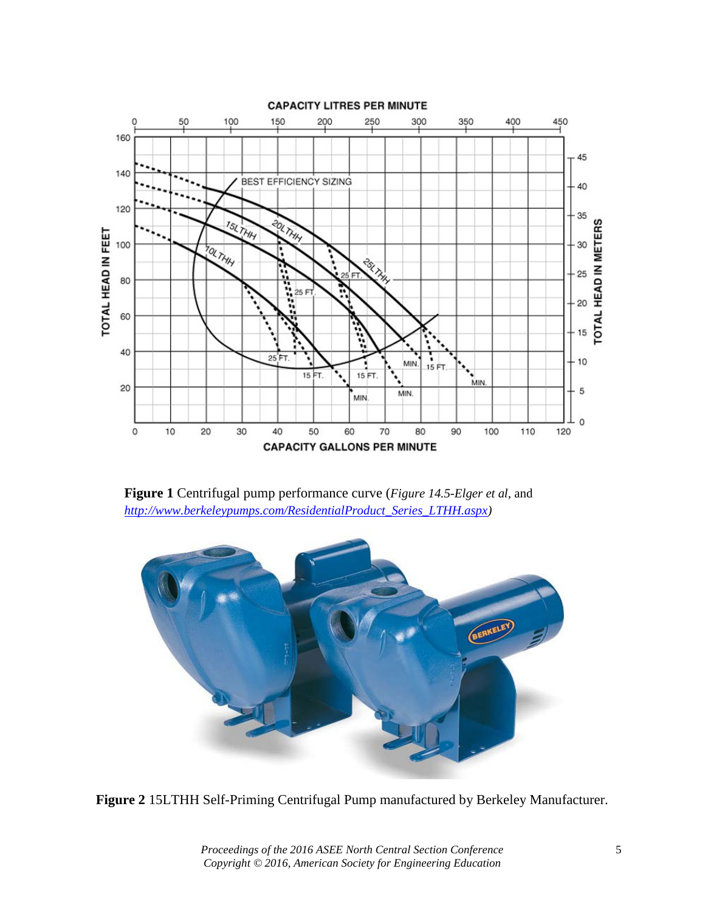**Figure 1** Centrifugal pump performance curve (*Figure 14.5-Elger et al,* and *http://www.berkeleypumps.com/ResidentialProduct_Series_LTHH.aspx)*

**Figure 2** 15LTHH Self-Priming Centrifugal Pump manufactured by Berkeley Manufacturer.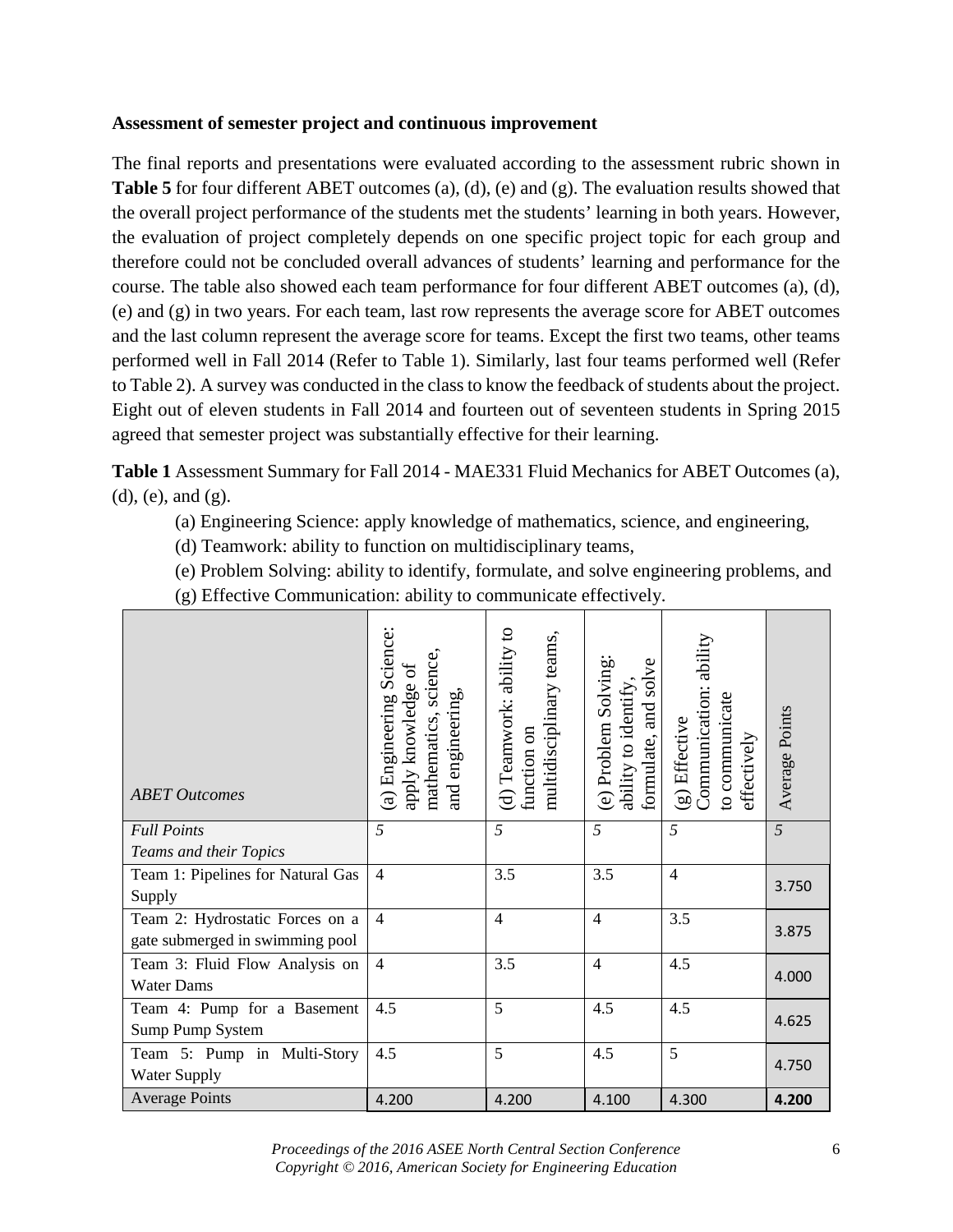**Assessment of semester project and continuous improvement**

The final reports and presentations were evaluated according to the assessment rubric shown in **Table 5** for four different ABET outcomes (a), (d), (e) and (g). The evaluation results showed that the overall project performance of the students met the students' learning in both years. However, the evaluation of project completely depends on one specific project topic for each group and therefore could not be concluded overall advances of students' learning and performance for the course. The table also showed each team performance for four different ABET outcomes (a), (d), (e) and (g) in two years. For each team, last row represents the average score for ABET outcomes and the last column represent the average score for teams. Except the first two teams, other teams performed well in Fall 2014 (Refer to Table 1). Similarly, last four teams performed well (Refer to Table 2). A survey was conducted in the class to know the feedback of students about the project. Eight out of eleven students in Fall 2014 and fourteen out of seventeen students in Spring 2015 agreed that semester project was substantially effective for their learning.

**Table 1** Assessment Summary for Fall 2014 - MAE331 Fluid Mechanics for ABET Outcomes (a), (d), (e), and (g).

(a) Engineering Science: apply knowledge of mathematics, science, and engineering,
(d) Teamwork: ability to function on multidisciplinary teams,
(e) Problem Solving: ability to identify, formulate, and solve engineering problems, and
(g) Effective Communication: ability to communicate effectively.

| *ABET Outcomes* | (a) Engineering Science: apply knowledge of mathematics, science, and engineering, | (d) Teamwork: ability to function on multidisciplinary teams, | (e) Problem Solving: ability to identify, formulate, and solve | (g) Effective Communication: ability to communicate effectively | Average Points |
|---|---|---|---|---|---|
| *Full Points* *Teams and their Topics* | *5* | *5* | *5* | *5* | *5* |
| Team 1: Pipelines for Natural Gas Supply | 4 | 3.5 | 3.5 | 4 | 3.750 |
| Team 2: Hydrostatic Forces on a gate submerged in swimming pool | 4 | 4 | 4 | 3.5 | 3.875 |
| Team 3: Fluid Flow Analysis on Water Dams | 4 | 3.5 | 4 | 4.5 | 4.000 |
| Team 4: Pump for a Basement Sump Pump System | 4.5 | 5 | 4.5 | 4.5 | 4.625 |
| Team 5: Pump in Multi-Story Water Supply | 4.5 | 5 | 4.5 | 5 | 4.750 |
| Average Points | 4.200 | 4.200 | 4.100 | 4.300 | **4.200** |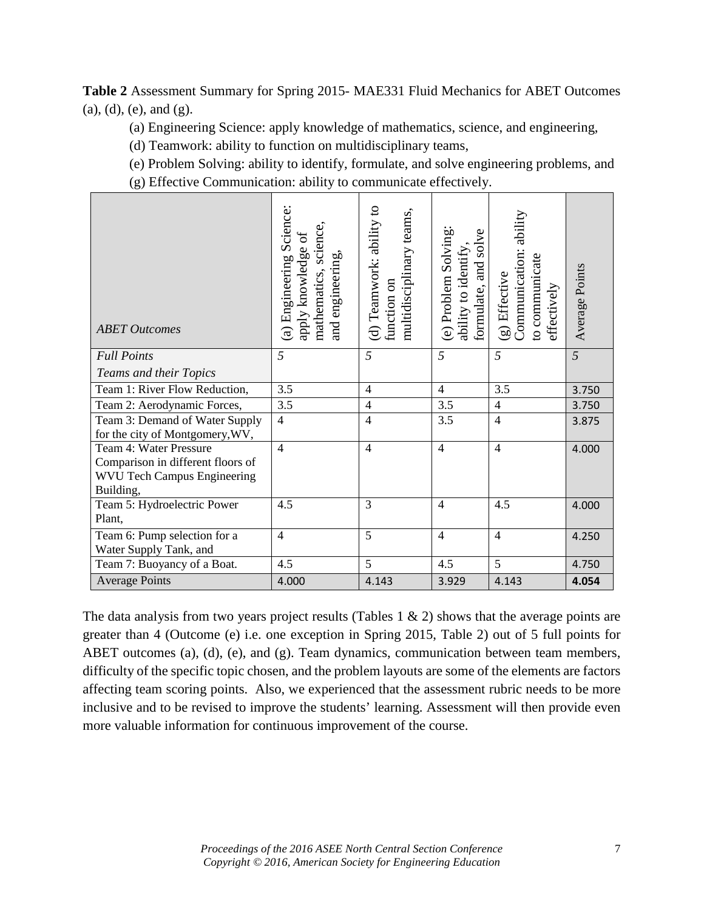**Table 2** Assessment Summary for Spring 2015- MAE331 Fluid Mechanics for ABET Outcomes (a), (d), (e), and (g).

(a) Engineering Science: apply knowledge of mathematics, science, and engineering,

(d) Teamwork: ability to function on multidisciplinary teams,

(e) Problem Solving: ability to identify, formulate, and solve engineering problems, and

(g) Effective Communication: ability to communicate effectively.

| *ABET Outcomes* | (a) Engineering Science: apply knowledge of mathematics, science, and engineering, | (d) Teamwork: ability to function on multidisciplinary teams, | (e) Problem Solving: ability to identify, formulate, and solve | (g) Effective Communication: ability to communicate effectively | Average Points |
|---|---|---|---|---|---|
| *Full Points* <br> *Teams and their Topics* | *5* | *5* | *5* | *5* | *5* |
| Team 1: River Flow Reduction, | 3.5 | 4 | 4 | 3.5 | 3.750 |
| Team 2: Aerodynamic Forces, | 3.5 | 4 | 3.5 | 4 | 3.750 |
| Team 3: Demand of Water Supply for the city of Montgomery,WV, | 4 | 4 | 3.5 | 4 | 3.875 |
| Team 4: Water Pressure Comparison in different floors of WVU Tech Campus Engineering Building, | 4 | 4 | 4 | 4 | 4.000 |
| Team 5: Hydroelectric Power Plant, | 4.5 | 3 | 4 | 4.5 | 4.000 |
| Team 6: Pump selection for a Water Supply Tank, and | 4 | 5 | 4 | 4 | 4.250 |
| Team 7: Buoyancy of a Boat. | 4.5 | 5 | 4.5 | 5 | 4.750 |
| Average Points | 4.000 | 4.143 | 3.929 | 4.143 | **4.054** |

The data analysis from two years project results (Tables 1 & 2) shows that the average points are greater than 4 (Outcome (e) i.e. one exception in Spring 2015, Table 2) out of 5 full points for ABET outcomes (a), (d), (e), and (g). Team dynamics, communication between team members, difficulty of the specific topic chosen, and the problem layouts are some of the elements are factors affecting team scoring points. Also, we experienced that the assessment rubric needs to be more inclusive and to be revised to improve the students' learning. Assessment will then provide even more valuable information for continuous improvement of the course.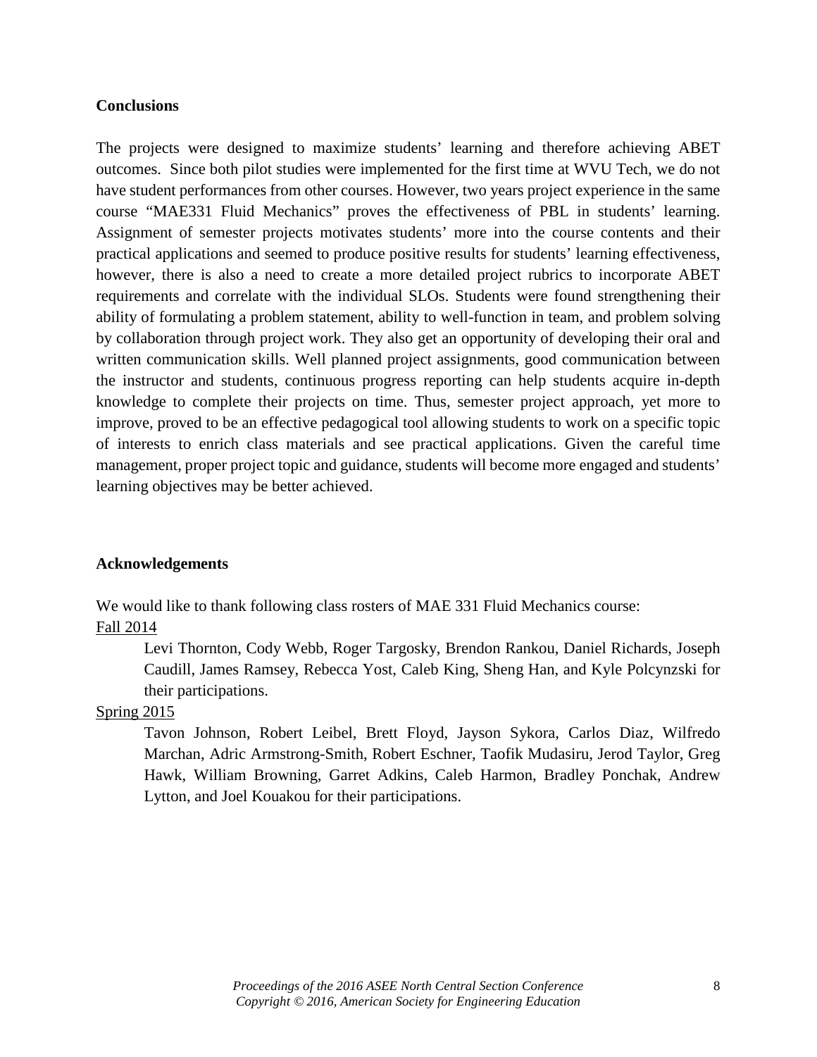## Conclusions

The projects were designed to maximize students' learning and therefore achieving ABET outcomes. Since both pilot studies were implemented for the first time at WVU Tech, we do not have student performances from other courses. However, two years project experience in the same course "MAE331 Fluid Mechanics" proves the effectiveness of PBL in students' learning. Assignment of semester projects motivates students' more into the course contents and their practical applications and seemed to produce positive results for students' learning effectiveness, however, there is also a need to create a more detailed project rubrics to incorporate ABET requirements and correlate with the individual SLOs. Students were found strengthening their ability of formulating a problem statement, ability to well-function in team, and problem solving by collaboration through project work. They also get an opportunity of developing their oral and written communication skills. Well planned project assignments, good communication between the instructor and students, continuous progress reporting can help students acquire in-depth knowledge to complete their projects on time. Thus, semester project approach, yet more to improve, proved to be an effective pedagogical tool allowing students to work on a specific topic of interests to enrich class materials and see practical applications. Given the careful time management, proper project topic and guidance, students will become more engaged and students' learning objectives may be better achieved.

## Acknowledgements

We would like to thank following class rosters of MAE 331 Fluid Mechanics course:

Fall 2014

> Levi Thornton, Cody Webb, Roger Targosky, Brendon Rankou, Daniel Richards, Joseph Caudill, James Ramsey, Rebecca Yost, Caleb King, Sheng Han, and Kyle Polcynzski for their participations.

Spring 2015

> Tavon Johnson, Robert Leibel, Brett Floyd, Jayson Sykora, Carlos Diaz, Wilfredo Marchan, Adric Armstrong-Smith, Robert Eschner, Taofik Mudasiru, Jerod Taylor, Greg Hawk, William Browning, Garret Adkins, Caleb Harmon, Bradley Ponchak, Andrew Lytton, and Joel Kouakou for their participations.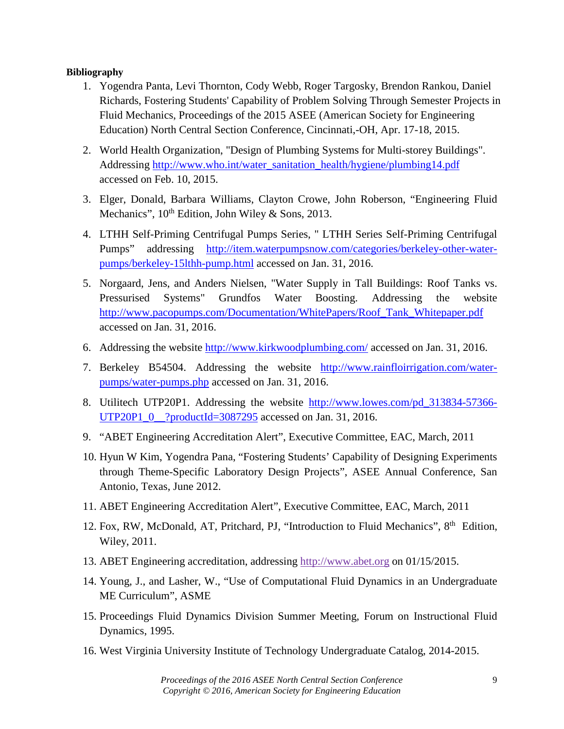**Bibliography**

1. Yogendra Panta, Levi Thornton, Cody Webb, Roger Targosky, Brendon Rankou, Daniel Richards, Fostering Students' Capability of Problem Solving Through Semester Projects in Fluid Mechanics, Proceedings of the 2015 ASEE (American Society for Engineering Education) North Central Section Conference, Cincinnati,-OH, Apr. 17-18, 2015.
2. World Health Organization, "Design of Plumbing Systems for Multi-storey Buildings". Addressing http://www.who.int/water_sanitation_health/hygiene/plumbing14.pdf accessed on Feb. 10, 2015.
3. Elger, Donald, Barbara Williams, Clayton Crowe, John Roberson, “Engineering Fluid Mechanics”, 10th Edition, John Wiley & Sons, 2013.
4. LTHH Self-Priming Centrifugal Pumps Series, " LTHH Series Self-Priming Centrifugal Pumps” addressing http://item.waterpumpsnow.com/categories/berkeley-other-water-pumps/berkeley-15lthh-pump.html accessed on Jan. 31, 2016.
5. Norgaard, Jens, and Anders Nielsen, "Water Supply in Tall Buildings: Roof Tanks vs. Pressurised Systems" Grundfos Water Boosting. Addressing the website http://www.pacopumps.com/Documentation/WhitePapers/Roof_Tank_Whitepaper.pdf accessed on Jan. 31, 2016.
6. Addressing the website http://www.kirkwoodplumbing.com/ accessed on Jan. 31, 2016.
7. Berkeley B54504. Addressing the website http://www.rainfloirrigation.com/water-pumps/water-pumps.php accessed on Jan. 31, 2016.
8. Utilitech UTP20P1. Addressing the website http://www.lowes.com/pd_313834-57366-UTP20P1_0__?productId=3087295 accessed on Jan. 31, 2016.
9. “ABET Engineering Accreditation Alert”, Executive Committee, EAC, March, 2011
10. Hyun W Kim, Yogendra Pana, “Fostering Students’ Capability of Designing Experiments through Theme-Specific Laboratory Design Projects”, ASEE Annual Conference, San Antonio, Texas, June 2012.
11. ABET Engineering Accreditation Alert”, Executive Committee, EAC, March, 2011
12. Fox, RW, McDonald, AT, Pritchard, PJ, “Introduction to Fluid Mechanics”, 8th Edition, Wiley, 2011.
13. ABET Engineering accreditation, addressing http://www.abet.org on 01/15/2015.
14. Young, J., and Lasher, W., “Use of Computational Fluid Dynamics in an Undergraduate ME Curriculum”, ASME
15. Proceedings Fluid Dynamics Division Summer Meeting, Forum on Instructional Fluid Dynamics, 1995.
16. West Virginia University Institute of Technology Undergraduate Catalog, 2014-2015.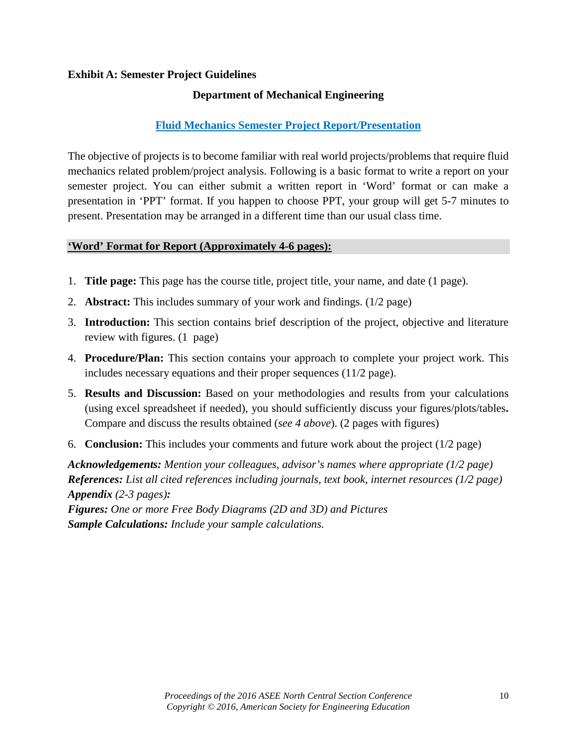**Exhibit A: Semester Project Guidelines**

**Department of Mechanical Engineering**

**Fluid Mechanics Semester Project Report/Presentation**

The objective of projects is to become familiar with real world projects/problems that require fluid mechanics related problem/project analysis. Following is a basic format to write a report on your semester project. You can either submit a written report in 'Word' format or can make a presentation in 'PPT' format. If you happen to choose PPT, your group will get 5-7 minutes to present. Presentation may be arranged in a different time than our usual class time.

**'Word' Format for Report (Approximately 4-6 pages):**

1. **Title page:** This page has the course title, project title, your name, and date (1 page).
2. **Abstract:** This includes summary of your work and findings. (1/2 page)
3. **Introduction:** This section contains brief description of the project, objective and literature review with figures. (1 page)
4. **Procedure/Plan:** This section contains your approach to complete your project work. This includes necessary equations and their proper sequences (11/2 page).
5. **Results and Discussion:** Based on your methodologies and results from your calculations (using excel spreadsheet if needed), you should sufficiently discuss your figures/plots/tables**.** Compare and discuss the results obtained (*see 4 above*). (2 pages with figures)
6. **Conclusion:** This includes your comments and future work about the project (1/2 page)

***Acknowledgements:*** *Mention your colleagues, advisor's names where appropriate (1/2 page)*
***References:*** *List all cited references including journals, text book, internet resources (1/2 page)*
***Appendix*** *(2-3 pages)**:***
***Figures:*** *One or more Free Body Diagrams (2D and 3D) and Pictures*
***Sample Calculations:*** *Include your sample calculations.*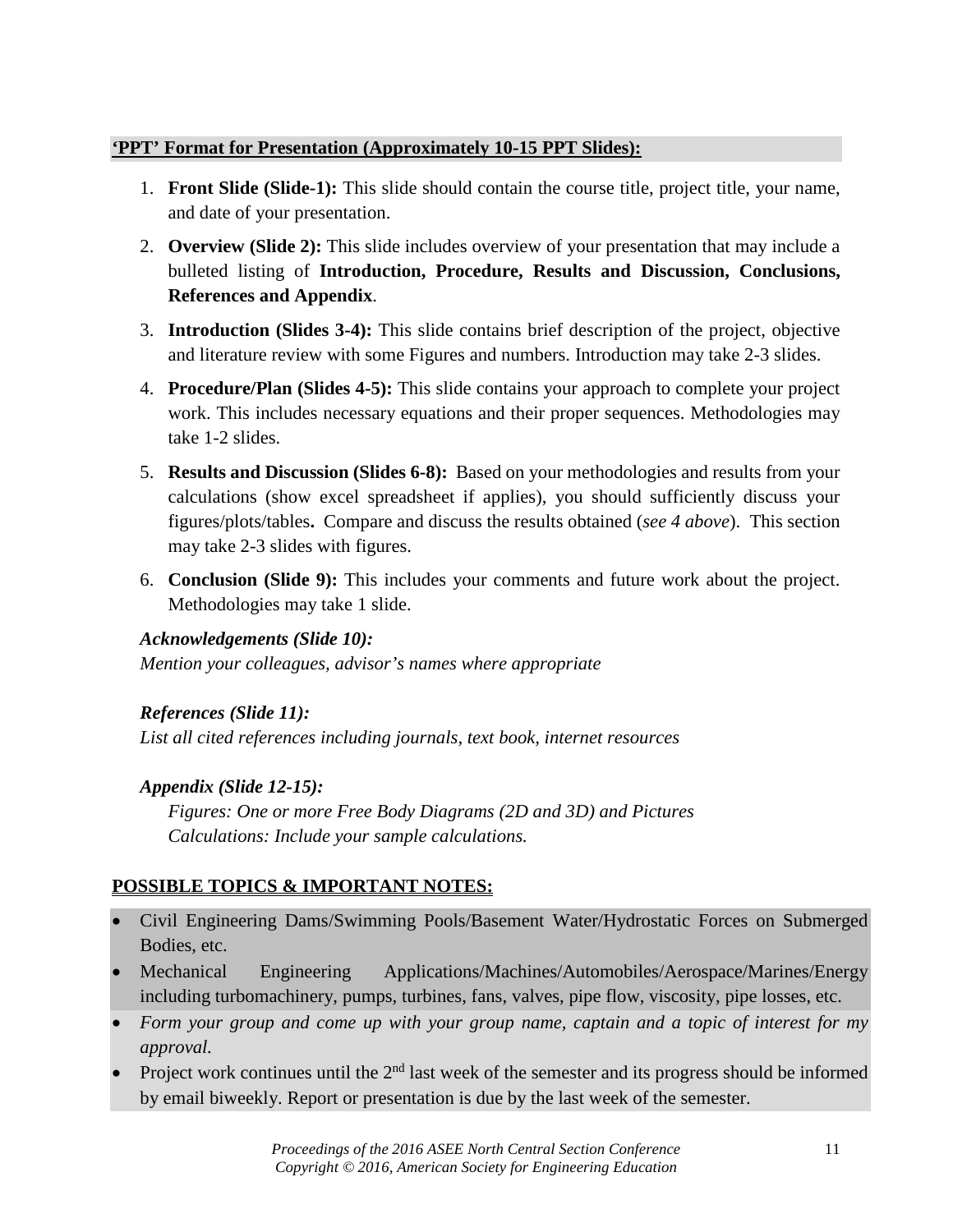**'PPT' Format for Presentation (Approximately 10-15 PPT Slides):**

1. **Front Slide (Slide-1):** This slide should contain the course title, project title, your name, and date of your presentation.
2. **Overview (Slide 2):** This slide includes overview of your presentation that may include a bulleted listing of **Introduction, Procedure, Results and Discussion, Conclusions, References and Appendix**.
3. **Introduction (Slides 3-4):** This slide contains brief description of the project, objective and literature review with some Figures and numbers. Introduction may take 2-3 slides.
4. **Procedure/Plan (Slides 4-5):** This slide contains your approach to complete your project work. This includes necessary equations and their proper sequences. Methodologies may take 1-2 slides.
5. **Results and Discussion (Slides 6-8):** Based on your methodologies and results from your calculations (show excel spreadsheet if applies), you should sufficiently discuss your figures/plots/tables**.** Compare and discuss the results obtained (*see 4 above*). This section may take 2-3 slides with figures.
6. **Conclusion (Slide 9):** This includes your comments and future work about the project. Methodologies may take 1 slide.

***Acknowledgements (Slide 10):***
*Mention your colleagues, advisor's names where appropriate*

***References (Slide 11):***
*List all cited references including journals, text book, internet resources*

***Appendix (Slide 12-15):***
*Figures: One or more Free Body Diagrams (2D and 3D) and Pictures*
*Calculations: Include your sample calculations.*

**POSSIBLE TOPICS & IMPORTANT NOTES:**

- Civil Engineering Dams/Swimming Pools/Basement Water/Hydrostatic Forces on Submerged Bodies, etc.
- Mechanical Engineering Applications/Machines/Automobiles/Aerospace/Marines/Energy including turbomachinery, pumps, turbines, fans, valves, pipe flow, viscosity, pipe losses, etc.
- *Form your group and come up with your group name, captain and a topic of interest for my approval.*
- Project work continues until the 2nd last week of the semester and its progress should be informed by email biweekly. Report or presentation is due by the last week of the semester.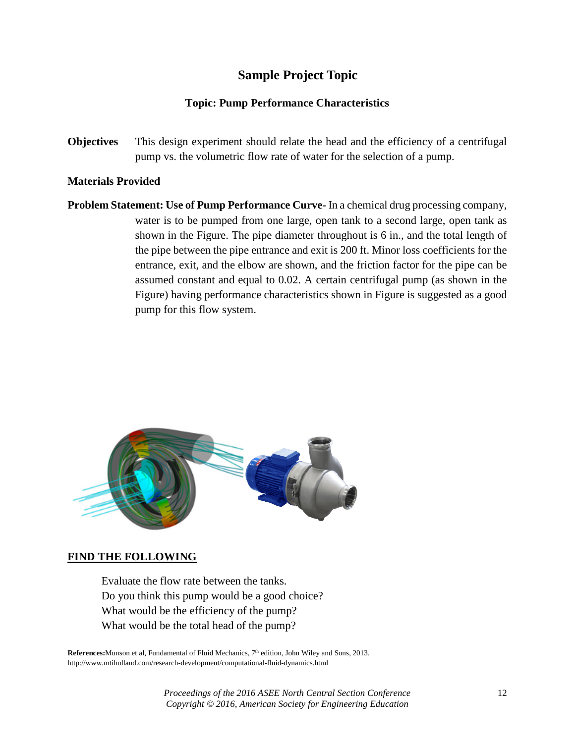## Sample Project Topic

### Topic: Pump Performance Characteristics

**Objectives** This design experiment should relate the head and the efficiency of a centrifugal pump vs. the volumetric flow rate of water for the selection of a pump.

**Materials Provided**

**Problem Statement: Use of Pump Performance Curve-** In a chemical drug processing company, water is to be pumped from one large, open tank to a second large, open tank as shown in the Figure. The pipe diameter throughout is 6 in., and the total length of the pipe between the pipe entrance and exit is 200 ft. Minor loss coefficients for the entrance, exit, and the elbow are shown, and the friction factor for the pipe can be assumed constant and equal to 0.02. A certain centrifugal pump (as shown in the Figure) having performance characteristics shown in Figure is suggested as a good pump for this flow system.

**FIND THE FOLLOWING**

Evaluate the flow rate between the tanks.
Do you think this pump would be a good choice?
What would be the efficiency of the pump?
What would be the total head of the pump?

**References:** Munson et al, Fundamental of Fluid Mechanics, 7th edition, John Wiley and Sons, 2013.
http://www.mtiholland.com/research-development/computational-fluid-dynamics.html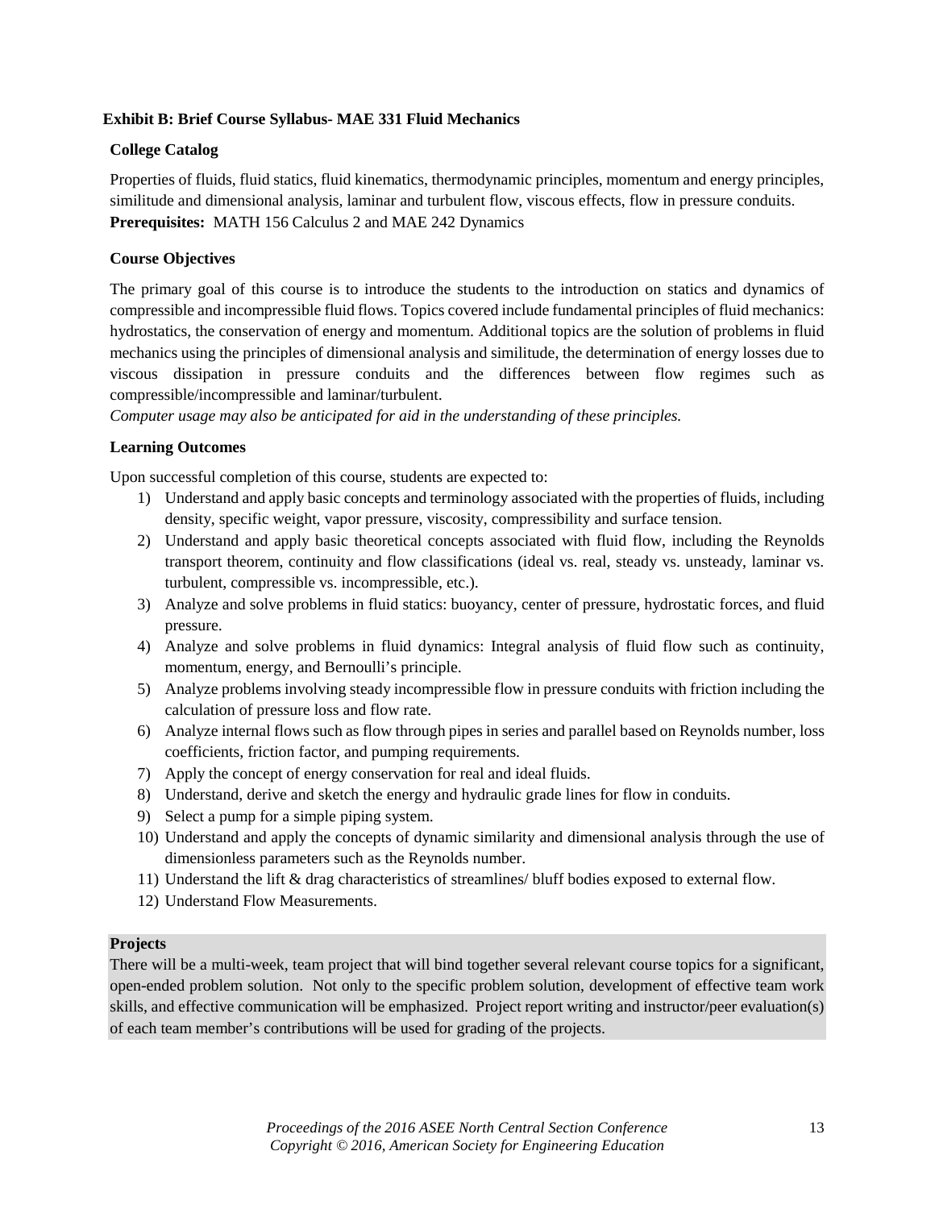**Exhibit B: Brief Course Syllabus- MAE 331 Fluid Mechanics**

**College Catalog**

Properties of fluids, fluid statics, fluid kinematics, thermodynamic principles, momentum and energy principles, similitude and dimensional analysis, laminar and turbulent flow, viscous effects, flow in pressure conduits.
**Prerequisites:** MATH 156 Calculus 2 and MAE 242 Dynamics

**Course Objectives**

The primary goal of this course is to introduce the students to the introduction on statics and dynamics of compressible and incompressible fluid flows. Topics covered include fundamental principles of fluid mechanics: hydrostatics, the conservation of energy and momentum. Additional topics are the solution of problems in fluid mechanics using the principles of dimensional analysis and similitude, the determination of energy losses due to viscous dissipation in pressure conduits and the differences between flow regimes such as compressible/incompressible and laminar/turbulent.
*Computer usage may also be anticipated for aid in the understanding of these principles.*

**Learning Outcomes**

Upon successful completion of this course, students are expected to:

1) Understand and apply basic concepts and terminology associated with the properties of fluids, including density, specific weight, vapor pressure, viscosity, compressibility and surface tension.
2) Understand and apply basic theoretical concepts associated with fluid flow, including the Reynolds transport theorem, continuity and flow classifications (ideal vs. real, steady vs. unsteady, laminar vs. turbulent, compressible vs. incompressible, etc.).
3) Analyze and solve problems in fluid statics: buoyancy, center of pressure, hydrostatic forces, and fluid pressure.
4) Analyze and solve problems in fluid dynamics: Integral analysis of fluid flow such as continuity, momentum, energy, and Bernoulli's principle.
5) Analyze problems involving steady incompressible flow in pressure conduits with friction including the calculation of pressure loss and flow rate.
6) Analyze internal flows such as flow through pipes in series and parallel based on Reynolds number, loss coefficients, friction factor, and pumping requirements.
7) Apply the concept of energy conservation for real and ideal fluids.
8) Understand, derive and sketch the energy and hydraulic grade lines for flow in conduits.
9) Select a pump for a simple piping system.
10) Understand and apply the concepts of dynamic similarity and dimensional analysis through the use of dimensionless parameters such as the Reynolds number.
11) Understand the lift & drag characteristics of streamlines/ bluff bodies exposed to external flow.
12) Understand Flow Measurements.

**Projects**

There will be a multi-week, team project that will bind together several relevant course topics for a significant, open-ended problem solution. Not only to the specific problem solution, development of effective team work skills, and effective communication will be emphasized. Project report writing and instructor/peer evaluation(s) of each team member's contributions will be used for grading of the projects.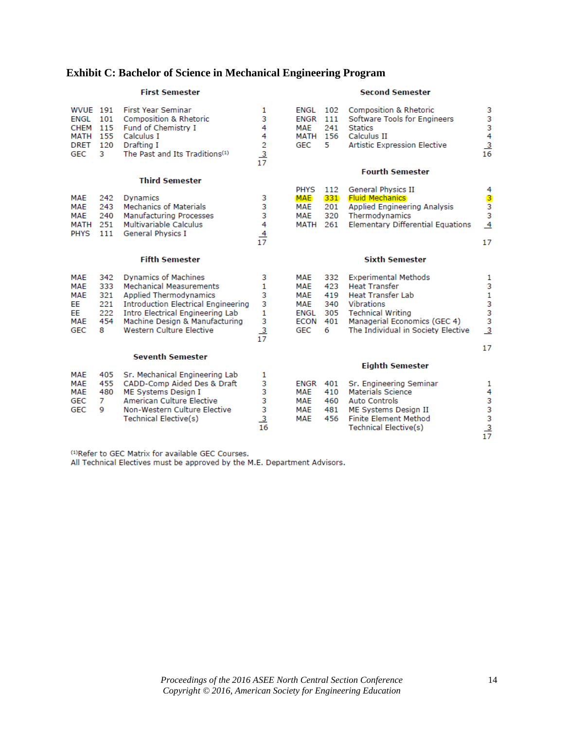## Exhibit C: Bachelor of Science in Mechanical Engineering Program

**First Semester**

| | | | |
|---|---|---|---|
| WVUE | 191 | First Year Seminar | 1 |
| ENGL | 101 | Composition & Rhetoric | 3 |
| CHEM | 115 | Fund of Chemistry I | 4 |
| MATH | 155 | Calculus I | 4 |
| DRET | 120 | Drafting I | 2 |
| GEC | 3 | The Past and Its Traditions(1) | 3 |
| | | | 17 |

**Second Semester**

| | | | |
|---|---|---|---|
| ENGL | 102 | Composition & Rhetoric | 3 |
| ENGR | 111 | Software Tools for Engineers | 3 |
| MAE | 241 | Statics | 3 |
| MATH | 156 | Calculus II | 4 |
| GEC | 5 | Artistic Expression Elective | 3 |
| | | | 16 |

**Third Semester**

| | | | |
|---|---|---|---|
| MAE | 242 | Dynamics | 3 |
| MAE | 243 | Mechanics of Materials | 3 |
| MAE | 240 | Manufacturing Processes | 3 |
| MATH | 251 | Multivariable Calculus | 4 |
| PHYS | 111 | General Physics I | 4 |
| | | | 17 |

**Fourth Semester**

| | | | |
|---|---|---|---|
| PHYS | 112 | General Physics II | 4 |
| MAE | 331 | Fluid Mechanics | 3 |
| MAE | 201 | Applied Engineering Analysis | 3 |
| MAE | 320 | Thermodynamics | 3 |
| MATH | 261 | Elementary Differential Equations | 4 |
| | | | 17 |

**Fifth Semester**

| | | | |
|---|---|---|---|
| MAE | 342 | Dynamics of Machines | 3 |
| MAE | 333 | Mechanical Measurements | 1 |
| MAE | 321 | Applied Thermodynamics | 3 |
| EE | 221 | Introduction Electrical Engineering | 3 |
| EE | 222 | Intro Electrical Engineering Lab | 1 |
| MAE | 454 | Machine Design & Manufacturing | 3 |
| GEC | 8 | Western Culture Elective | 3 |
| | | | 17 |

**Sixth Semester**

| | | | |
|---|---|---|---|
| MAE | 332 | Experimental Methods | 1 |
| MAE | 423 | Heat Transfer | 3 |
| MAE | 419 | Heat Transfer Lab | 1 |
| MAE | 340 | Vibrations | 3 |
| ENGL | 305 | Technical Writing | 3 |
| ECON | 401 | Managerial Economics (GEC 4) | 3 |
| GEC | 6 | The Individual in Society Elective | 3 |
| | | | 17 |

**Seventh Semester**

| | | | |
|---|---|---|---|
| MAE | 405 | Sr. Mechanical Engineering Lab | 1 |
| MAE | 455 | CADD-Comp Aided Des & Draft | 3 |
| MAE | 480 | ME Systems Design I | 3 |
| GEC | 7 | American Culture Elective | 3 |
| GEC | 9 | Non-Western Culture Elective | 3 |
| | | Technical Elective(s) | 3 |
| | | | 16 |

**Eighth Semester**

| | | | |
|---|---|---|---|
| ENGR | 401 | Sr. Engineering Seminar | 1 |
| MAE | 410 | Materials Science | 4 |
| MAE | 460 | Auto Controls | 3 |
| MAE | 481 | ME Systems Design II | 3 |
| MAE | 456 | Finite Element Method | 3 |
| | | Technical Elective(s) | 3 |
| | | | 17 |

(1)Refer to GEC Matrix for available GEC Courses.
All Technical Electives must be approved by the M.E. Department Advisors.